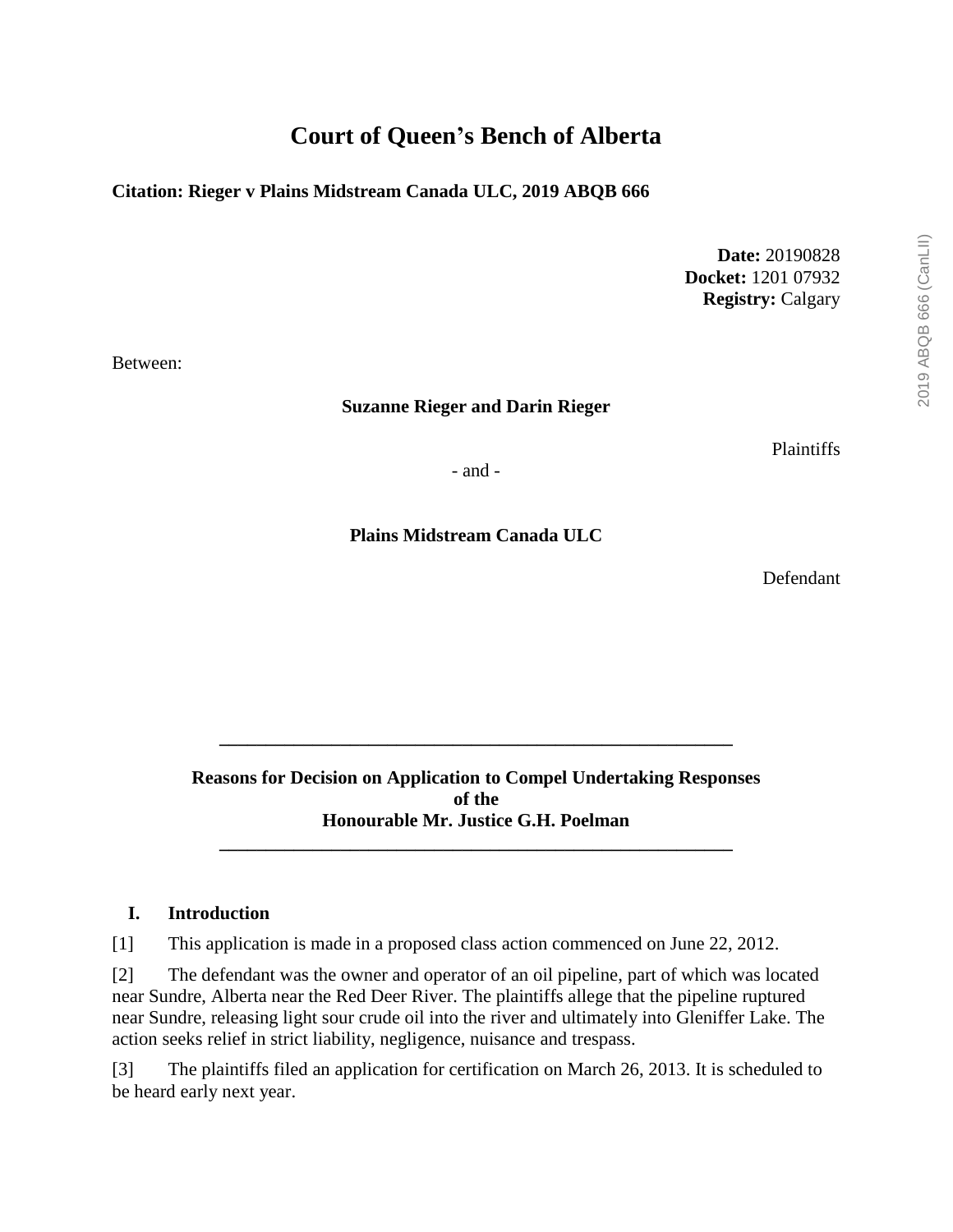# Court of Queen's Bench of Alberta

**Citation: Rieger v Plains Midstream Canada ULC, 2019 ABQB 666**

**Date:** 20190828
**Docket:** 1201 07932
**Registry:** Calgary

Between:

**Suzanne Rieger and Darin Rieger**

Plaintiffs

- and -

**Plains Midstream Canada ULC**

Defendant

---

**Reasons for Decision on Application to Compel Undertaking Responses of the Honourable Mr. Justice G.H. Poelman**

---

## I. Introduction

[1] This application is made in a proposed class action commenced on June 22, 2012.

[2] The defendant was the owner and operator of an oil pipeline, part of which was located near Sundre, Alberta near the Red Deer River. The plaintiffs allege that the pipeline ruptured near Sundre, releasing light sour crude oil into the river and ultimately into Gleniffer Lake. The action seeks relief in strict liability, negligence, nuisance and trespass.

[3] The plaintiffs filed an application for certification on March 26, 2013. It is scheduled to be heard early next year.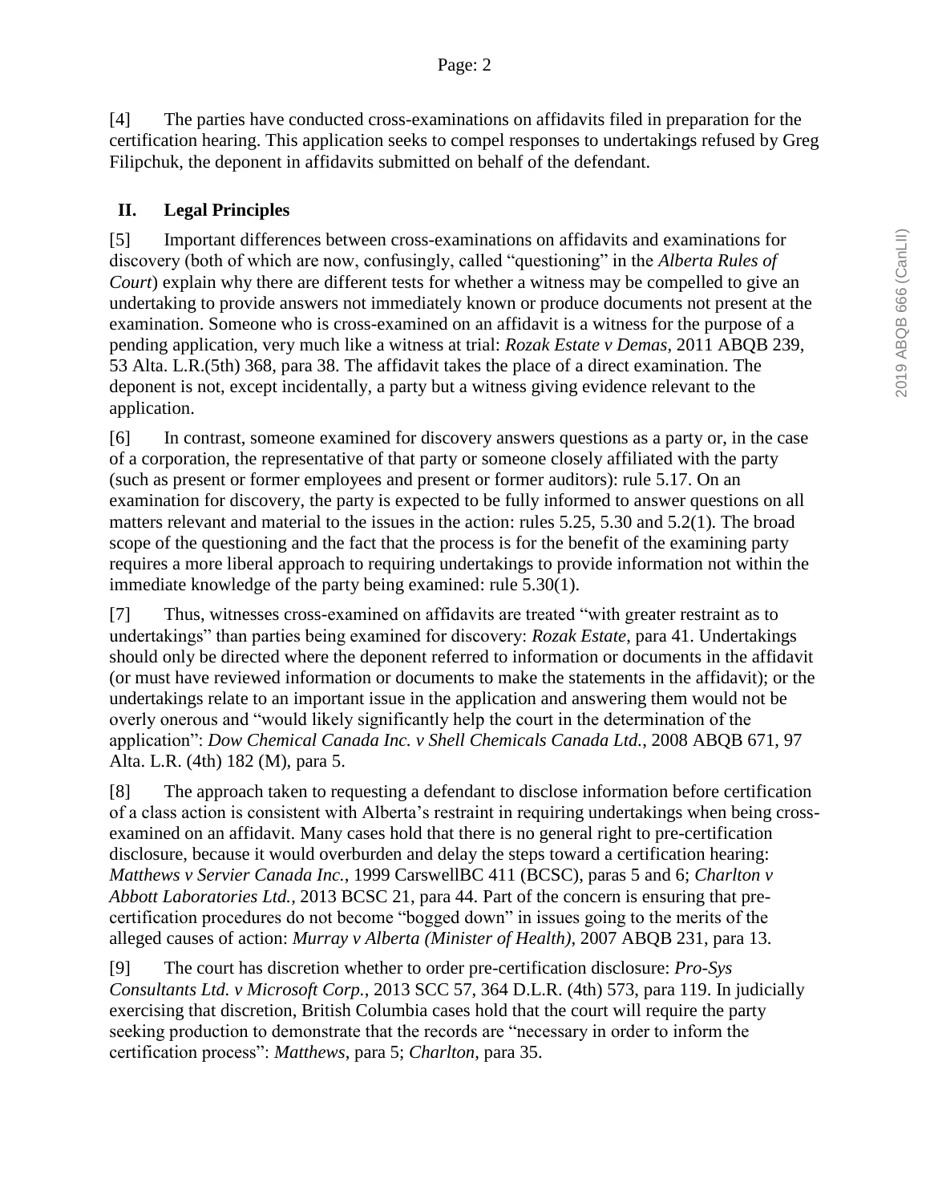[4] The parties have conducted cross-examinations on affidavits filed in preparation for the certification hearing. This application seeks to compel responses to undertakings refused by Greg Filipchuk, the deponent in affidavits submitted on behalf of the defendant.

## II. Legal Principles

[5] Important differences between cross-examinations on affidavits and examinations for discovery (both of which are now, confusingly, called "questioning" in the *Alberta Rules of Court*) explain why there are different tests for whether a witness may be compelled to give an undertaking to provide answers not immediately known or produce documents not present at the examination. Someone who is cross-examined on an affidavit is a witness for the purpose of a pending application, very much like a witness at trial: *Rozak Estate v Demas*, 2011 ABQB 239, 53 Alta. L.R.(5th) 368, para 38. The affidavit takes the place of a direct examination. The deponent is not, except incidentally, a party but a witness giving evidence relevant to the application.

[6] In contrast, someone examined for discovery answers questions as a party or, in the case of a corporation, the representative of that party or someone closely affiliated with the party (such as present or former employees and present or former auditors): rule 5.17. On an examination for discovery, the party is expected to be fully informed to answer questions on all matters relevant and material to the issues in the action: rules 5.25, 5.30 and 5.2(1). The broad scope of the questioning and the fact that the process is for the benefit of the examining party requires a more liberal approach to requiring undertakings to provide information not within the immediate knowledge of the party being examined: rule 5.30(1).

[7] Thus, witnesses cross-examined on affidavits are treated "with greater restraint as to undertakings" than parties being examined for discovery: *Rozak Estate*, para 41. Undertakings should only be directed where the deponent referred to information or documents in the affidavit (or must have reviewed information or documents to make the statements in the affidavit); or the undertakings relate to an important issue in the application and answering them would not be overly onerous and "would likely significantly help the court in the determination of the application": *Dow Chemical Canada Inc. v Shell Chemicals Canada Ltd.*, 2008 ABQB 671, 97 Alta. L.R. (4th) 182 (M), para 5.

[8] The approach taken to requesting a defendant to disclose information before certification of a class action is consistent with Alberta's restraint in requiring undertakings when being cross-examined on an affidavit. Many cases hold that there is no general right to pre-certification disclosure, because it would overburden and delay the steps toward a certification hearing: *Matthews v Servier Canada Inc.*, 1999 CarswellBC 411 (BCSC), paras 5 and 6; *Charlton v Abbott Laboratories Ltd.*, 2013 BCSC 21, para 44. Part of the concern is ensuring that pre-certification procedures do not become "bogged down" in issues going to the merits of the alleged causes of action: *Murray v Alberta (Minister of Health)*, 2007 ABQB 231, para 13.

[9] The court has discretion whether to order pre-certification disclosure: *Pro-Sys Consultants Ltd. v Microsoft Corp.*, 2013 SCC 57, 364 D.L.R. (4th) 573, para 119. In judicially exercising that discretion, British Columbia cases hold that the court will require the party seeking production to demonstrate that the records are "necessary in order to inform the certification process": *Matthews*, para 5; *Charlton*, para 35.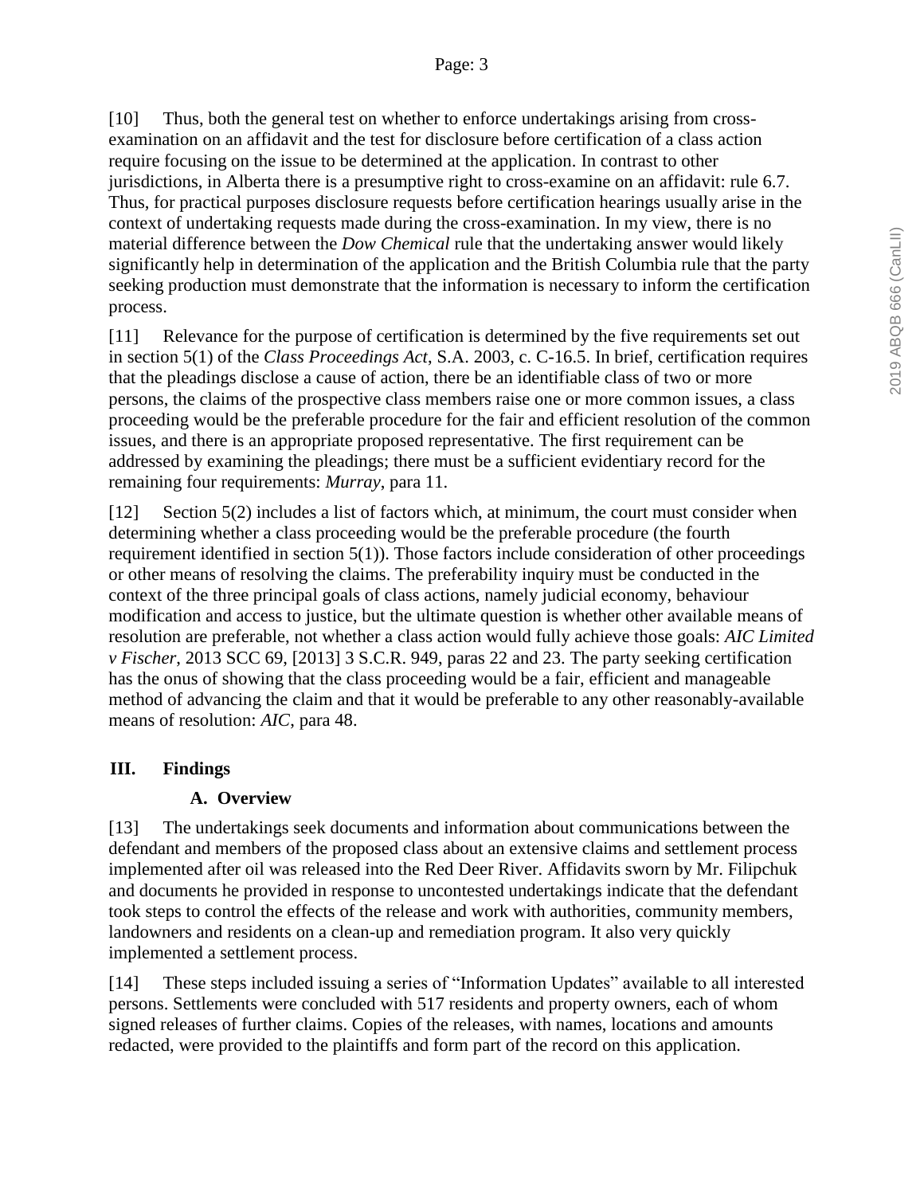[10] Thus, both the general test on whether to enforce undertakings arising from cross-examination on an affidavit and the test for disclosure before certification of a class action require focusing on the issue to be determined at the application. In contrast to other jurisdictions, in Alberta there is a presumptive right to cross-examine on an affidavit: rule 6.7. Thus, for practical purposes disclosure requests before certification hearings usually arise in the context of undertaking requests made during the cross-examination. In my view, there is no material difference between the *Dow Chemical* rule that the undertaking answer would likely significantly help in determination of the application and the British Columbia rule that the party seeking production must demonstrate that the information is necessary to inform the certification process.

[11] Relevance for the purpose of certification is determined by the five requirements set out in section 5(1) of the *Class Proceedings Act*, S.A. 2003, c. C-16.5. In brief, certification requires that the pleadings disclose a cause of action, there be an identifiable class of two or more persons, the claims of the prospective class members raise one or more common issues, a class proceeding would be the preferable procedure for the fair and efficient resolution of the common issues, and there is an appropriate proposed representative. The first requirement can be addressed by examining the pleadings; there must be a sufficient evidentiary record for the remaining four requirements: *Murray*, para 11.

[12] Section 5(2) includes a list of factors which, at minimum, the court must consider when determining whether a class proceeding would be the preferable procedure (the fourth requirement identified in section 5(1)). Those factors include consideration of other proceedings or other means of resolving the claims. The preferability inquiry must be conducted in the context of the three principal goals of class actions, namely judicial economy, behaviour modification and access to justice, but the ultimate question is whether other available means of resolution are preferable, not whether a class action would fully achieve those goals: *AIC Limited v Fischer*, 2013 SCC 69, [2013] 3 S.C.R. 949, paras 22 and 23. The party seeking certification has the onus of showing that the class proceeding would be a fair, efficient and manageable method of advancing the claim and that it would be preferable to any other reasonably-available means of resolution: *AIC*, para 48.

## III. Findings

### A. Overview

[13] The undertakings seek documents and information about communications between the defendant and members of the proposed class about an extensive claims and settlement process implemented after oil was released into the Red Deer River. Affidavits sworn by Mr. Filipchuk and documents he provided in response to uncontested undertakings indicate that the defendant took steps to control the effects of the release and work with authorities, community members, landowners and residents on a clean-up and remediation program. It also very quickly implemented a settlement process.

[14] These steps included issuing a series of "Information Updates" available to all interested persons. Settlements were concluded with 517 residents and property owners, each of whom signed releases of further claims. Copies of the releases, with names, locations and amounts redacted, were provided to the plaintiffs and form part of the record on this application.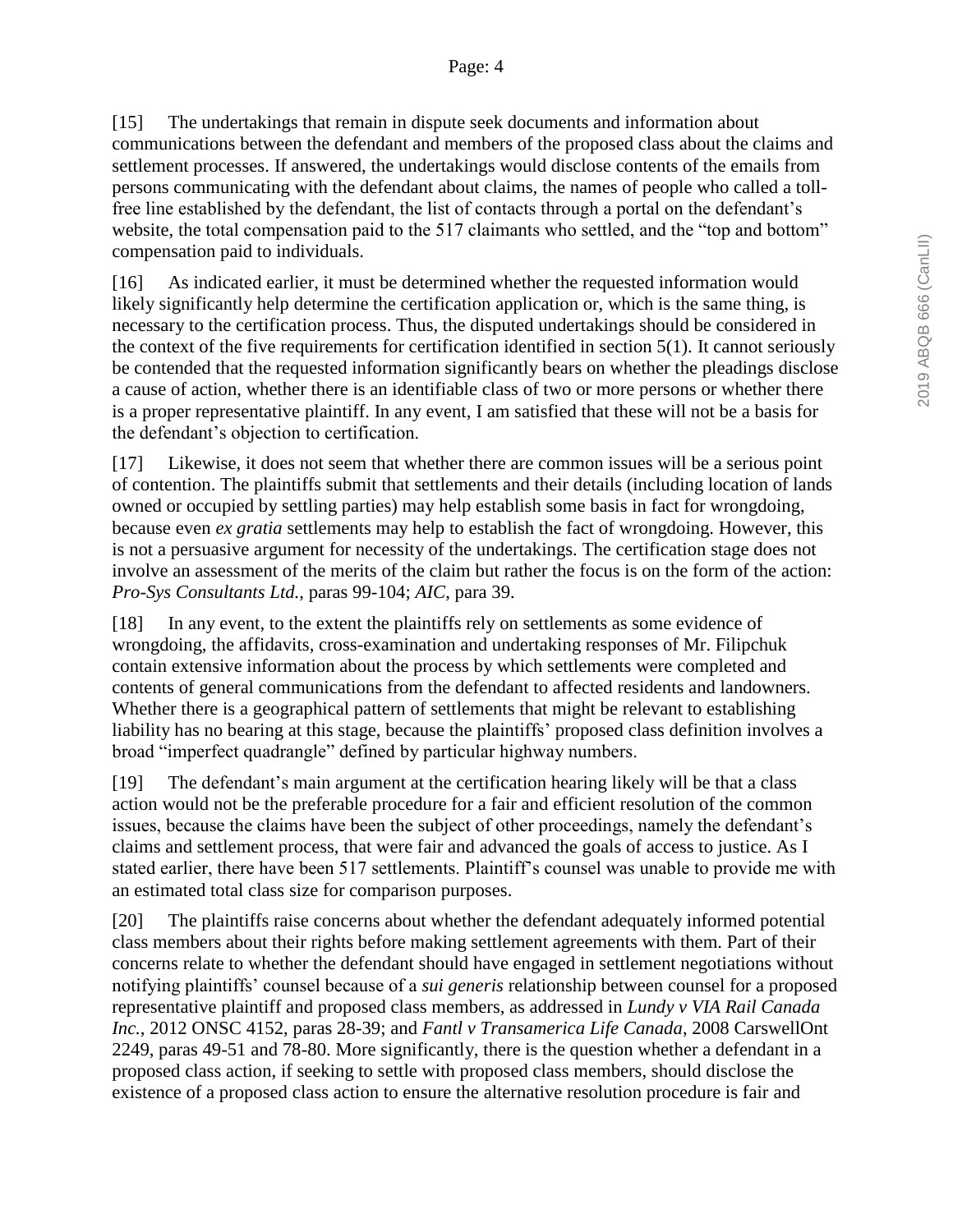[15] The undertakings that remain in dispute seek documents and information about communications between the defendant and members of the proposed class about the claims and settlement processes. If answered, the undertakings would disclose contents of the emails from persons communicating with the defendant about claims, the names of people who called a toll-free line established by the defendant, the list of contacts through a portal on the defendant's website, the total compensation paid to the 517 claimants who settled, and the "top and bottom" compensation paid to individuals.

[16] As indicated earlier, it must be determined whether the requested information would likely significantly help determine the certification application or, which is the same thing, is necessary to the certification process. Thus, the disputed undertakings should be considered in the context of the five requirements for certification identified in section 5(1). It cannot seriously be contended that the requested information significantly bears on whether the pleadings disclose a cause of action, whether there is an identifiable class of two or more persons or whether there is a proper representative plaintiff. In any event, I am satisfied that these will not be a basis for the defendant's objection to certification.

[17] Likewise, it does not seem that whether there are common issues will be a serious point of contention. The plaintiffs submit that settlements and their details (including location of lands owned or occupied by settling parties) may help establish some basis in fact for wrongdoing, because even *ex gratia* settlements may help to establish the fact of wrongdoing. However, this is not a persuasive argument for necessity of the undertakings. The certification stage does not involve an assessment of the merits of the claim but rather the focus is on the form of the action: *Pro-Sys Consultants Ltd.*, paras 99-104; *AIC*, para 39.

[18] In any event, to the extent the plaintiffs rely on settlements as some evidence of wrongdoing, the affidavits, cross-examination and undertaking responses of Mr. Filipchuk contain extensive information about the process by which settlements were completed and contents of general communications from the defendant to affected residents and landowners. Whether there is a geographical pattern of settlements that might be relevant to establishing liability has no bearing at this stage, because the plaintiffs' proposed class definition involves a broad "imperfect quadrangle" defined by particular highway numbers.

[19] The defendant's main argument at the certification hearing likely will be that a class action would not be the preferable procedure for a fair and efficient resolution of the common issues, because the claims have been the subject of other proceedings, namely the defendant's claims and settlement process, that were fair and advanced the goals of access to justice. As I stated earlier, there have been 517 settlements. Plaintiff's counsel was unable to provide me with an estimated total class size for comparison purposes.

[20] The plaintiffs raise concerns about whether the defendant adequately informed potential class members about their rights before making settlement agreements with them. Part of their concerns relate to whether the defendant should have engaged in settlement negotiations without notifying plaintiffs' counsel because of a *sui generis* relationship between counsel for a proposed representative plaintiff and proposed class members, as addressed in *Lundy v VIA Rail Canada Inc.*, 2012 ONSC 4152, paras 28-39; and *Fantl v Transamerica Life Canada*, 2008 CarswellOnt 2249, paras 49-51 and 78-80. More significantly, there is the question whether a defendant in a proposed class action, if seeking to settle with proposed class members, should disclose the existence of a proposed class action to ensure the alternative resolution procedure is fair and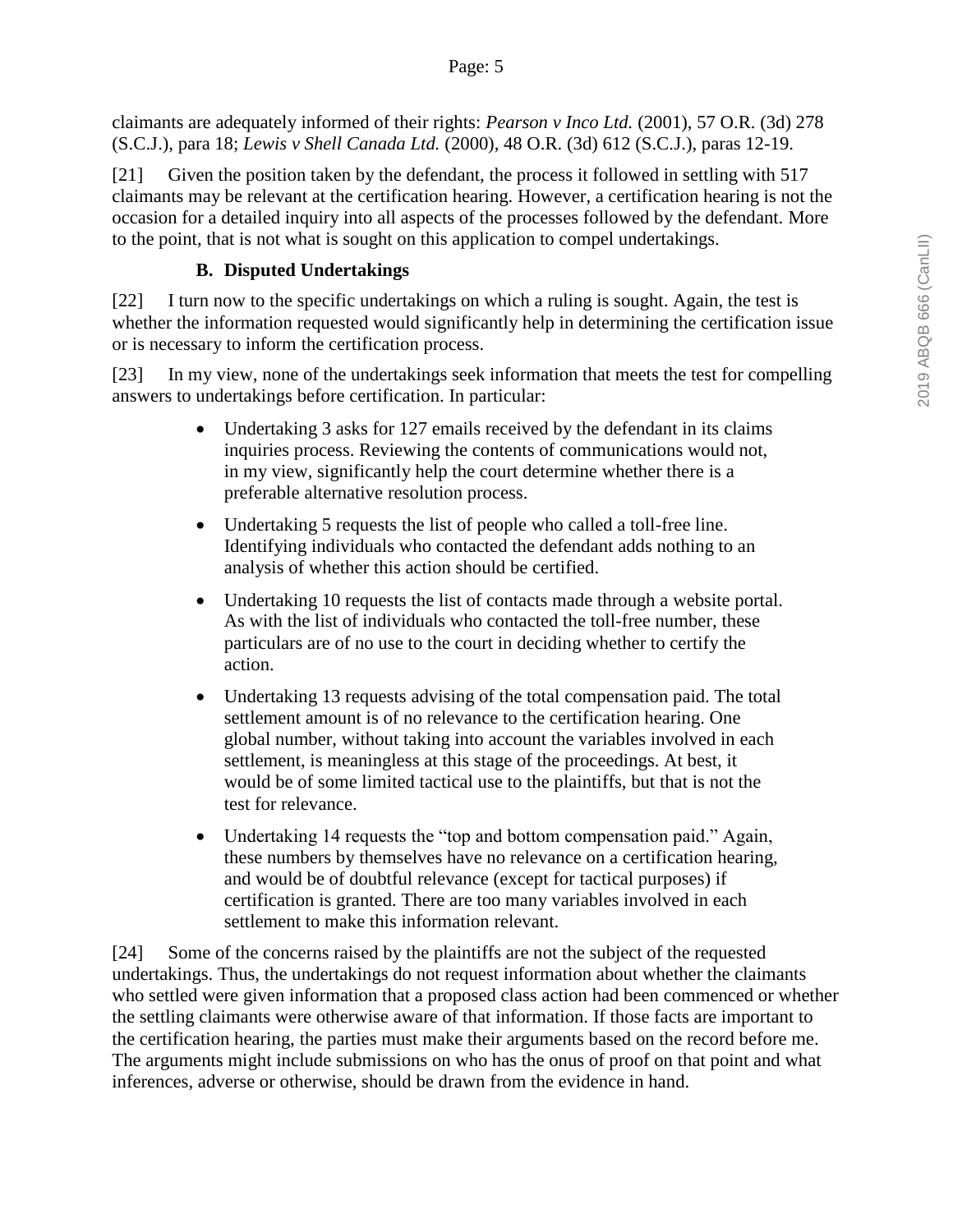claimants are adequately informed of their rights: *Pearson v Inco Ltd.* (2001), 57 O.R. (3d) 278 (S.C.J.), para 18; *Lewis v Shell Canada Ltd.* (2000), 48 O.R. (3d) 612 (S.C.J.), paras 12-19.

[21] Given the position taken by the defendant, the process it followed in settling with 517 claimants may be relevant at the certification hearing. However, a certification hearing is not the occasion for a detailed inquiry into all aspects of the processes followed by the defendant. More to the point, that is not what is sought on this application to compel undertakings.

### B. Disputed Undertakings

[22] I turn now to the specific undertakings on which a ruling is sought. Again, the test is whether the information requested would significantly help in determining the certification issue or is necessary to inform the certification process.

[23] In my view, none of the undertakings seek information that meets the test for compelling answers to undertakings before certification. In particular:

- Undertaking 3 asks for 127 emails received by the defendant in its claims inquiries process. Reviewing the contents of communications would not, in my view, significantly help the court determine whether there is a preferable alternative resolution process.
- Undertaking 5 requests the list of people who called a toll-free line. Identifying individuals who contacted the defendant adds nothing to an analysis of whether this action should be certified.
- Undertaking 10 requests the list of contacts made through a website portal. As with the list of individuals who contacted the toll-free number, these particulars are of no use to the court in deciding whether to certify the action.
- Undertaking 13 requests advising of the total compensation paid. The total settlement amount is of no relevance to the certification hearing. One global number, without taking into account the variables involved in each settlement, is meaningless at this stage of the proceedings. At best, it would be of some limited tactical use to the plaintiffs, but that is not the test for relevance.
- Undertaking 14 requests the "top and bottom compensation paid." Again, these numbers by themselves have no relevance on a certification hearing, and would be of doubtful relevance (except for tactical purposes) if certification is granted. There are too many variables involved in each settlement to make this information relevant.

[24] Some of the concerns raised by the plaintiffs are not the subject of the requested undertakings. Thus, the undertakings do not request information about whether the claimants who settled were given information that a proposed class action had been commenced or whether the settling claimants were otherwise aware of that information. If those facts are important to the certification hearing, the parties must make their arguments based on the record before me. The arguments might include submissions on who has the onus of proof on that point and what inferences, adverse or otherwise, should be drawn from the evidence in hand.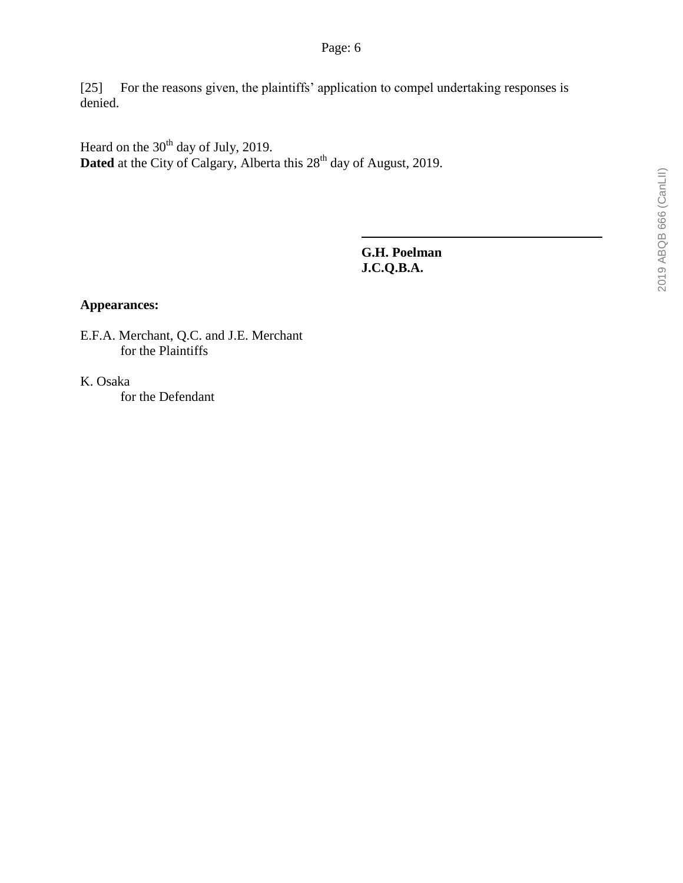[25] For the reasons given, the plaintiffs' application to compel undertaking responses is denied.

Heard on the 30th day of July, 2019.
**Dated** at the City of Calgary, Alberta this 28th day of August, 2019.

**G.H. Poelman**
**J.C.Q.B.A.**

**Appearances:**

E.F.A. Merchant, Q.C. and J.E. Merchant
for the Plaintiffs

K. Osaka
for the Defendant